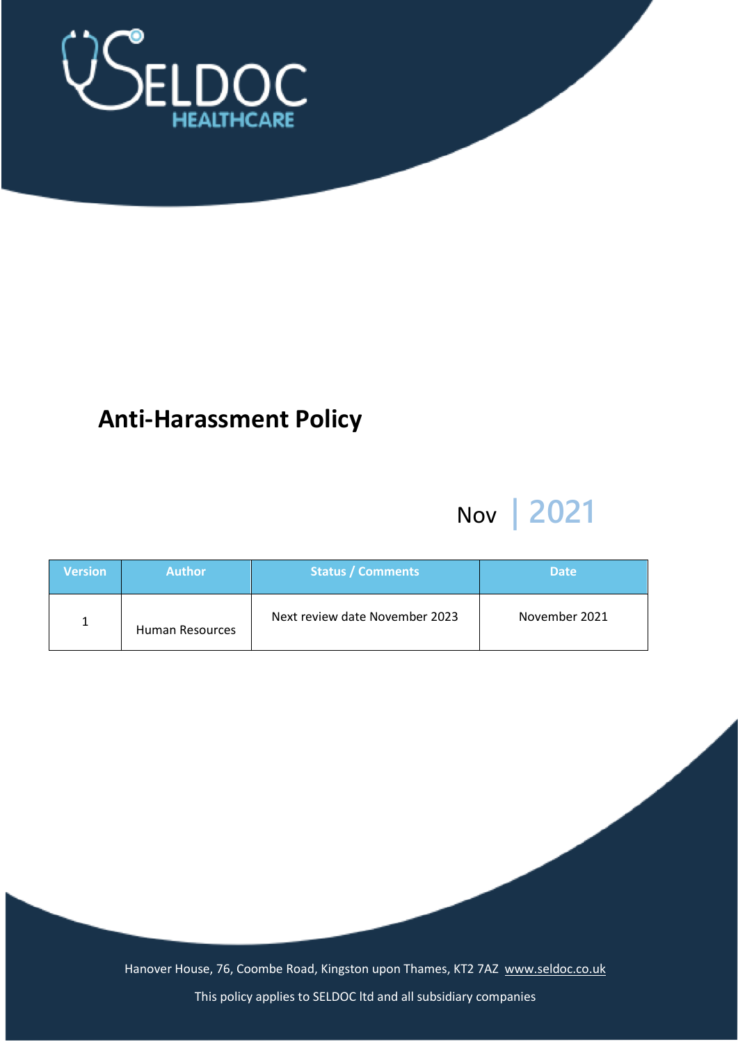SELDOC HEALTHCARE

# Anti-Harassment Policy

Nov | 2021

| Version | Author | Status / Comments | Date |
| --- | --- | --- | --- |
| 1 | Human Resources | Next review date November 2023 | November 2021 |

Hanover House, 76, Coombe Road, Kingston upon Thames, KT2 7AZ www.seldoc.co.uk

This policy applies to SELDOC ltd and all subsidiary companies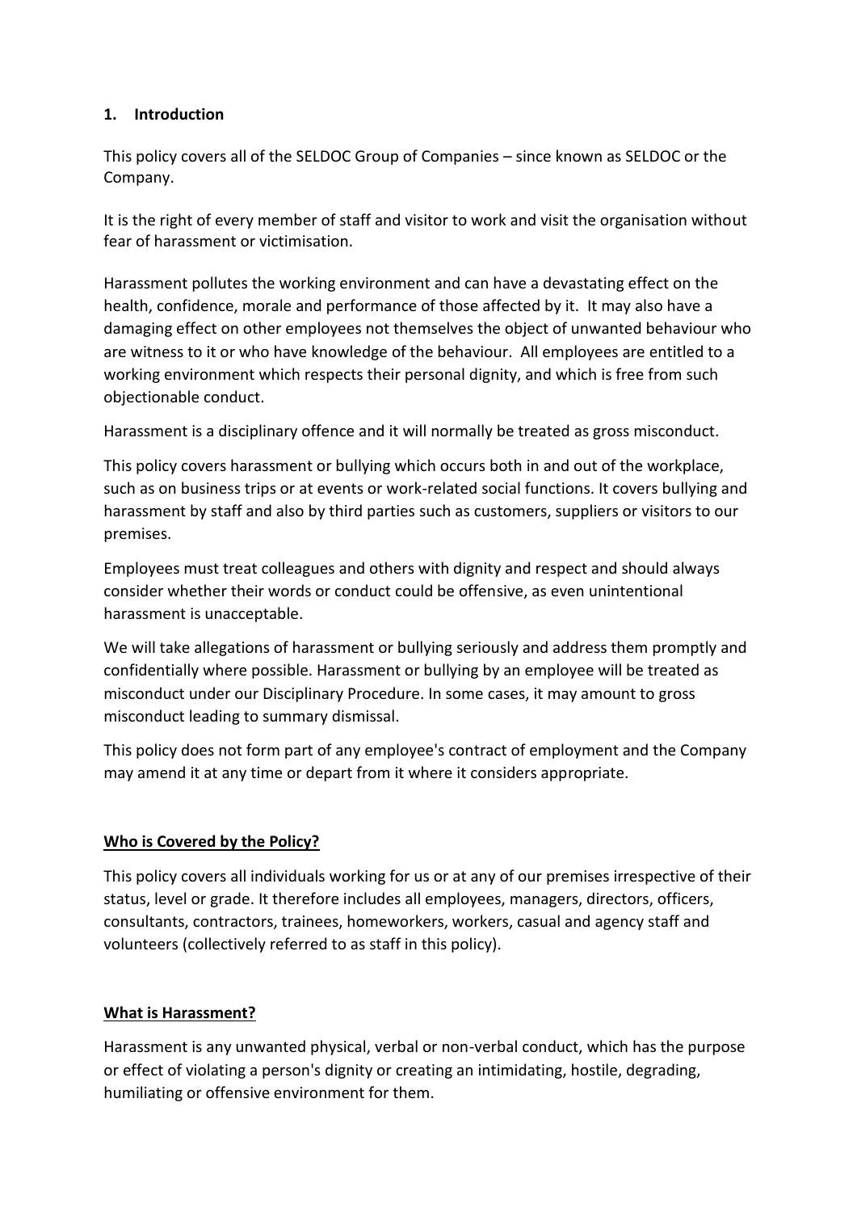## 1. Introduction

This policy covers all of the SELDOC Group of Companies – since known as SELDOC or the Company.

It is the right of every member of staff and visitor to work and visit the organisation without fear of harassment or victimisation.

Harassment pollutes the working environment and can have a devastating effect on the health, confidence, morale and performance of those affected by it. It may also have a damaging effect on other employees not themselves the object of unwanted behaviour who are witness to it or who have knowledge of the behaviour. All employees are entitled to a working environment which respects their personal dignity, and which is free from such objectionable conduct.

Harassment is a disciplinary offence and it will normally be treated as gross misconduct.

This policy covers harassment or bullying which occurs both in and out of the workplace, such as on business trips or at events or work-related social functions. It covers bullying and harassment by staff and also by third parties such as customers, suppliers or visitors to our premises.

Employees must treat colleagues and others with dignity and respect and should always consider whether their words or conduct could be offensive, as even unintentional harassment is unacceptable.

We will take allegations of harassment or bullying seriously and address them promptly and confidentially where possible. Harassment or bullying by an employee will be treated as misconduct under our Disciplinary Procedure. In some cases, it may amount to gross misconduct leading to summary dismissal.

This policy does not form part of any employee's contract of employment and the Company may amend it at any time or depart from it where it considers appropriate.

### Who is Covered by the Policy?

This policy covers all individuals working for us or at any of our premises irrespective of their status, level or grade. It therefore includes all employees, managers, directors, officers, consultants, contractors, trainees, homeworkers, workers, casual and agency staff and volunteers (collectively referred to as staff in this policy).

### What is Harassment?

Harassment is any unwanted physical, verbal or non-verbal conduct, which has the purpose or effect of violating a person's dignity or creating an intimidating, hostile, degrading, humiliating or offensive environment for them.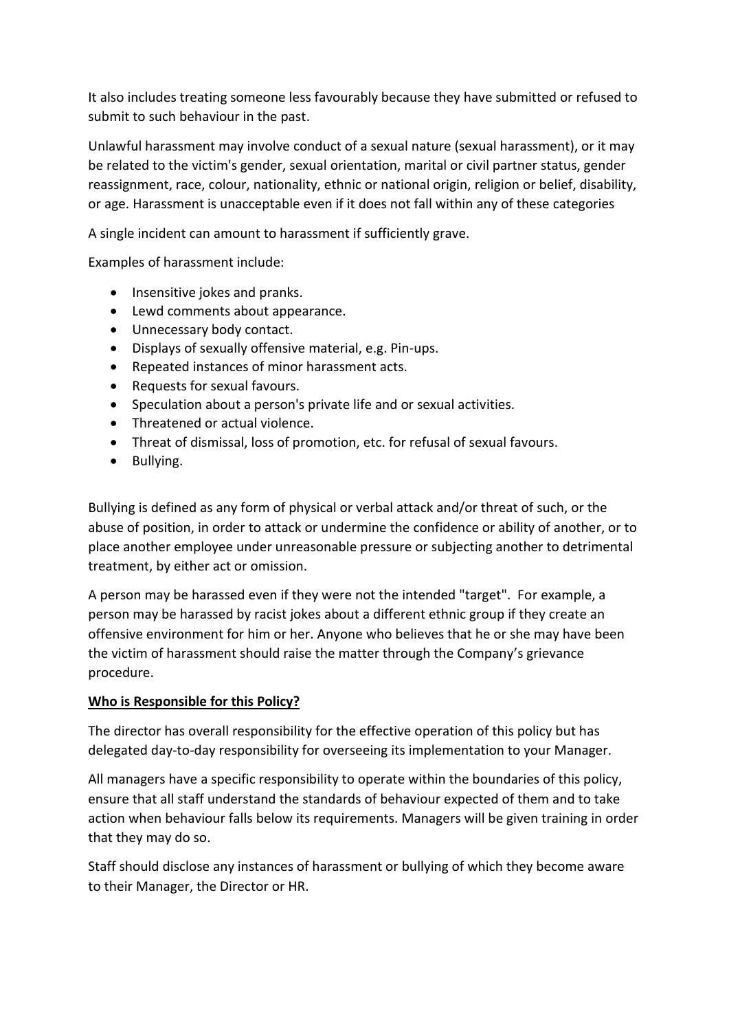It also includes treating someone less favourably because they have submitted or refused to submit to such behaviour in the past.

Unlawful harassment may involve conduct of a sexual nature (sexual harassment), or it may be related to the victim's gender, sexual orientation, marital or civil partner status, gender reassignment, race, colour, nationality, ethnic or national origin, religion or belief, disability, or age. Harassment is unacceptable even if it does not fall within any of these categories

A single incident can amount to harassment if sufficiently grave.

Examples of harassment include:

- Insensitive jokes and pranks.
- Lewd comments about appearance.
- Unnecessary body contact.
- Displays of sexually offensive material, e.g. Pin-ups.
- Repeated instances of minor harassment acts.
- Requests for sexual favours.
- Speculation about a person's private life and or sexual activities.
- Threatened or actual violence.
- Threat of dismissal, loss of promotion, etc. for refusal of sexual favours.
- Bullying.

Bullying is defined as any form of physical or verbal attack and/or threat of such, or the abuse of position, in order to attack or undermine the confidence or ability of another, or to place another employee under unreasonable pressure or subjecting another to detrimental treatment, by either act or omission.

A person may be harassed even if they were not the intended "target". For example, a person may be harassed by racist jokes about a different ethnic group if they create an offensive environment for him or her. Anyone who believes that he or she may have been the victim of harassment should raise the matter through the Company's grievance procedure.

**Who is Responsible for this Policy?**

The director has overall responsibility for the effective operation of this policy but has delegated day-to-day responsibility for overseeing its implementation to your Manager.

All managers have a specific responsibility to operate within the boundaries of this policy, ensure that all staff understand the standards of behaviour expected of them and to take action when behaviour falls below its requirements. Managers will be given training in order that they may do so.

Staff should disclose any instances of harassment or bullying of which they become aware to their Manager, the Director or HR.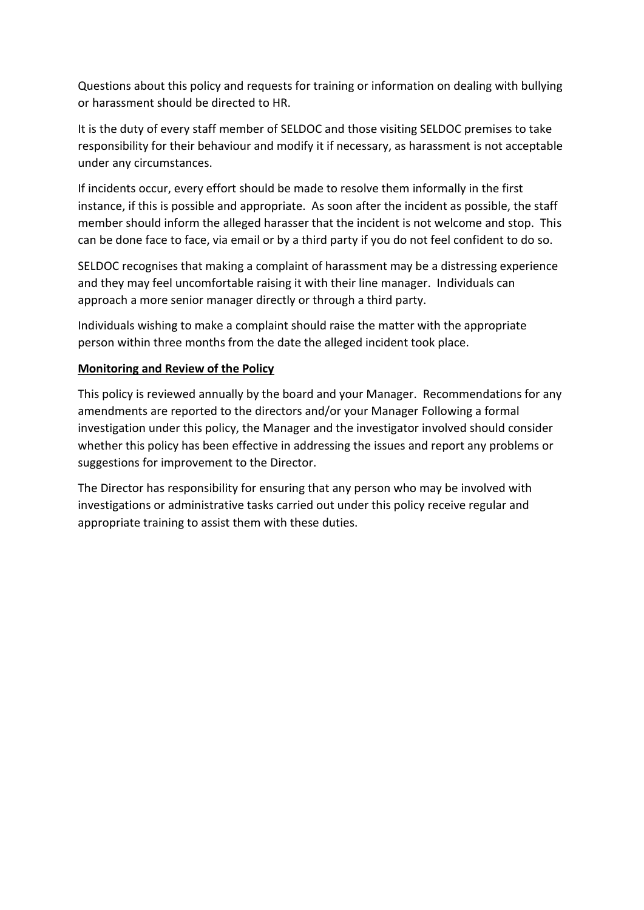Questions about this policy and requests for training or information on dealing with bullying or harassment should be directed to HR.

It is the duty of every staff member of SELDOC and those visiting SELDOC premises to take responsibility for their behaviour and modify it if necessary, as harassment is not acceptable under any circumstances.

If incidents occur, every effort should be made to resolve them informally in the first instance, if this is possible and appropriate. As soon after the incident as possible, the staff member should inform the alleged harasser that the incident is not welcome and stop. This can be done face to face, via email or by a third party if you do not feel confident to do so.

SELDOC recognises that making a complaint of harassment may be a distressing experience and they may feel uncomfortable raising it with their line manager. Individuals can approach a more senior manager directly or through a third party.

Individuals wishing to make a complaint should raise the matter with the appropriate person within three months from the date the alleged incident took place.

**Monitoring and Review of the Policy**

This policy is reviewed annually by the board and your Manager. Recommendations for any amendments are reported to the directors and/or your Manager Following a formal investigation under this policy, the Manager and the investigator involved should consider whether this policy has been effective in addressing the issues and report any problems or suggestions for improvement to the Director.

The Director has responsibility for ensuring that any person who may be involved with investigations or administrative tasks carried out under this policy receive regular and appropriate training to assist them with these duties.